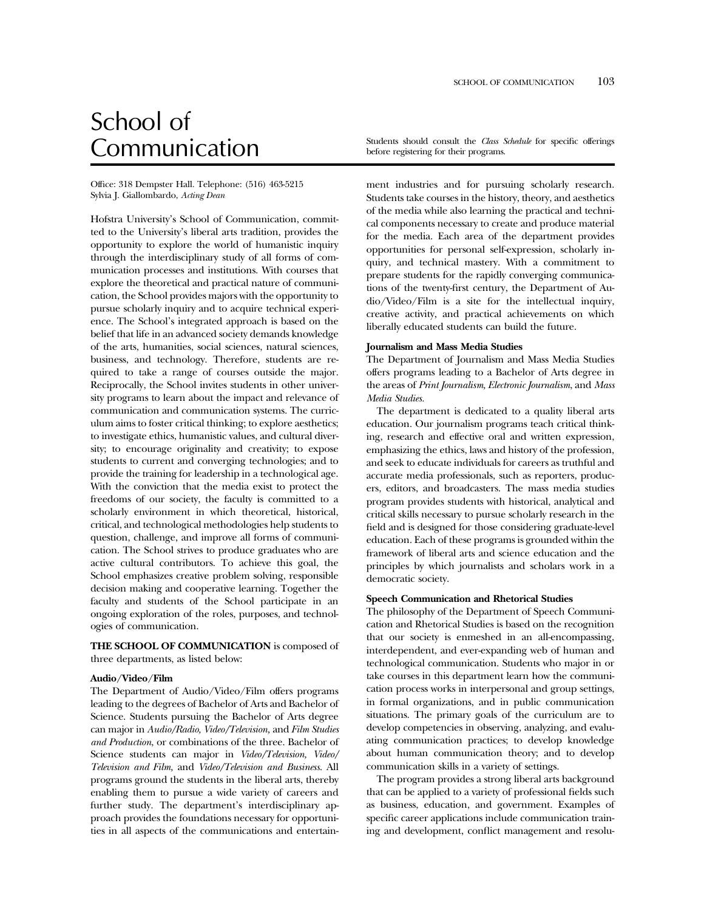# School of Communication

Students should consult the *Class Schedule* for specific offerings before registering for their programs.

Office: 318 Dempster Hall. Telephone: (516) 463-5215
Sylvia J. Giallombardo, *Acting Dean*

Hofstra University's School of Communication, committed to the University's liberal arts tradition, provides the opportunity to explore the world of humanistic inquiry through the interdisciplinary study of all forms of communication processes and institutions. With courses that explore the theoretical and practical nature of communication, the School provides majors with the opportunity to pursue scholarly inquiry and to acquire technical experience. The School's integrated approach is based on the belief that life in an advanced society demands knowledge of the arts, humanities, social sciences, natural sciences, business, and technology. Therefore, students are required to take a range of courses outside the major. Reciprocally, the School invites students in other university programs to learn about the impact and relevance of communication and communication systems. The curriculum aims to foster critical thinking; to explore aesthetics; to investigate ethics, humanistic values, and cultural diversity; to encourage originality and creativity; to expose students to current and converging technologies; and to provide the training for leadership in a technological age. With the conviction that the media exist to protect the freedoms of our society, the faculty is committed to a scholarly environment in which theoretical, historical, critical, and technological methodologies help students to question, challenge, and improve all forms of communication. The School strives to produce graduates who are active cultural contributors. To achieve this goal, the School emphasizes creative problem solving, responsible decision making and cooperative learning. Together the faculty and students of the School participate in an ongoing exploration of the roles, purposes, and technologies of communication.

**THE SCHOOL OF COMMUNICATION** is composed of three departments, as listed below:

**Audio/Video/Film**

The Department of Audio/Video/Film offers programs leading to the degrees of Bachelor of Arts and Bachelor of Science. Students pursuing the Bachelor of Arts degree can major in *Audio/Radio, Video/Television,* and *Film Studies and Production*, or combinations of the three. Bachelor of Science students can major in *Video/Television, Video/Television and Film,* and *Video/Television and Business.* All programs ground the students in the liberal arts, thereby enabling them to pursue a wide variety of careers and further study. The department's interdisciplinary approach provides the foundations necessary for opportunities in all aspects of the communications and entertainment industries and for pursuing scholarly research. Students take courses in the history, theory, and aesthetics of the media while also learning the practical and technical components necessary to create and produce material for the media. Each area of the department provides opportunities for personal self-expression, scholarly inquiry, and technical mastery. With a commitment to prepare students for the rapidly converging communications of the twenty-first century, the Department of Audio/Video/Film is a site for the intellectual inquiry, creative activity, and practical achievements on which liberally educated students can build the future.

**Journalism and Mass Media Studies**

The Department of Journalism and Mass Media Studies offers programs leading to a Bachelor of Arts degree in the areas of *Print Journalism, Electronic Journalism*, and *Mass Media Studies.*

The department is dedicated to a quality liberal arts education. Our journalism programs teach critical thinking, research and effective oral and written expression, emphasizing the ethics, laws and history of the profession, and seek to educate individuals for careers as truthful and accurate media professionals, such as reporters, producers, editors, and broadcasters. The mass media studies program provides students with historical, analytical and critical skills necessary to pursue scholarly research in the field and is designed for those considering graduate-level education. Each of these programs is grounded within the framework of liberal arts and science education and the principles by which journalists and scholars work in a democratic society.

**Speech Communication and Rhetorical Studies**

The philosophy of the Department of Speech Communication and Rhetorical Studies is based on the recognition that our society is enmeshed in an all-encompassing, interdependent, and ever-expanding web of human and technological communication. Students who major in or take courses in this department learn how the communication process works in interpersonal and group settings, in formal organizations, and in public communication situations. The primary goals of the curriculum are to develop competencies in observing, analyzing, and evaluating communication practices; to develop knowledge about human communication theory; and to develop communication skills in a variety of settings.

The program provides a strong liberal arts background that can be applied to a variety of professional fields such as business, education, and government. Examples of specific career applications include communication training and development, conflict management and resolu-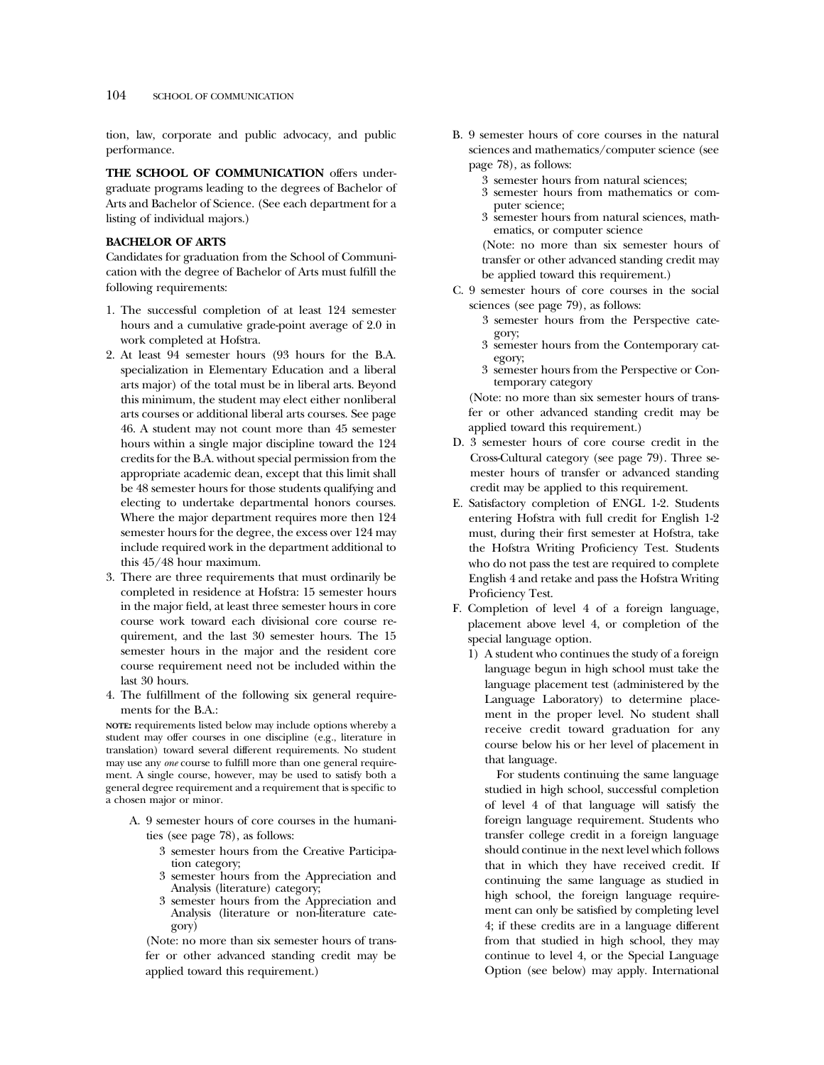tion, law, corporate and public advocacy, and public performance.

**THE SCHOOL OF COMMUNICATION** offers undergraduate programs leading to the degrees of Bachelor of Arts and Bachelor of Science. (See each department for a listing of individual majors.)

### BACHELOR OF ARTS

Candidates for graduation from the School of Communication with the degree of Bachelor of Arts must fulfill the following requirements:

1. The successful completion of at least 124 semester hours and a cumulative grade-point average of 2.0 in work completed at Hofstra.
2. At least 94 semester hours (93 hours for the B.A. specialization in Elementary Education and a liberal arts major) of the total must be in liberal arts. Beyond this minimum, the student may elect either nonliberal arts courses or additional liberal arts courses. See page 46. A student may not count more than 45 semester hours within a single major discipline toward the 124 credits for the B.A. without special permission from the appropriate academic dean, except that this limit shall be 48 semester hours for those students qualifying and electing to undertake departmental honors courses. Where the major department requires more then 124 semester hours for the degree, the excess over 124 may include required work in the department additional to this 45/48 hour maximum.
3. There are three requirements that must ordinarily be completed in residence at Hofstra: 15 semester hours in the major field, at least three semester hours in core course work toward each divisional core course requirement, and the last 30 semester hours. The 15 semester hours in the major and the resident core course requirement need not be included within the last 30 hours.
4. The fulfillment of the following six general requirements for the B.A.:

**NOTE:** requirements listed below may include options whereby a student may offer courses in one discipline (e.g., literature in translation) toward several different requirements. No student may use any *one* course to fulfill more than one general requirement. A single course, however, may be used to satisfy both a general degree requirement and a requirement that is specific to a chosen major or minor.

A. 9 semester hours of core courses in the humanities (see page 78), as follows:
   - 3 semester hours from the Creative Participation category;
   - 3 semester hours from the Appreciation and Analysis (literature) category;
   - 3 semester hours from the Appreciation and Analysis (literature or non-literature category)

   (Note: no more than six semester hours of transfer or other advanced standing credit may be applied toward this requirement.)

B. 9 semester hours of core courses in the natural sciences and mathematics/computer science (see page 78), as follows:
   - 3 semester hours from natural sciences;
   - 3 semester hours from mathematics or computer science;
   - 3 semester hours from natural sciences, mathematics, or computer science

   (Note: no more than six semester hours of transfer or other advanced standing credit may be applied toward this requirement.)

C. 9 semester hours of core courses in the social sciences (see page 79), as follows:
   - 3 semester hours from the Perspective category;
   - 3 semester hours from the Contemporary category;
   - 3 semester hours from the Perspective or Contemporary category

   (Note: no more than six semester hours of transfer or other advanced standing credit may be applied toward this requirement.)

D. 3 semester hours of core course credit in the Cross-Cultural category (see page 79). Three semester hours of transfer or advanced standing credit may be applied to this requirement.

E. Satisfactory completion of ENGL 1-2. Students entering Hofstra with full credit for English 1-2 must, during their first semester at Hofstra, take the Hofstra Writing Proficiency Test. Students who do not pass the test are required to complete English 4 and retake and pass the Hofstra Writing Proficiency Test.

F. Completion of level 4 of a foreign language, placement above level 4, or completion of the special language option.

   1) A student who continues the study of a foreign language begun in high school must take the language placement test (administered by the Language Laboratory) to determine placement in the proper level. No student shall receive credit toward graduation for any course below his or her level of placement in that language.

      For students continuing the same language studied in high school, successful completion of level 4 of that language will satisfy the foreign language requirement. Students who transfer college credit in a foreign language should continue in the next level which follows that in which they have received credit. If continuing the same language as studied in high school, the foreign language requirement can only be satisfied by completing level 4; if these credits are in a language different from that studied in high school, they may continue to level 4, or the Special Language Option (see below) may apply. International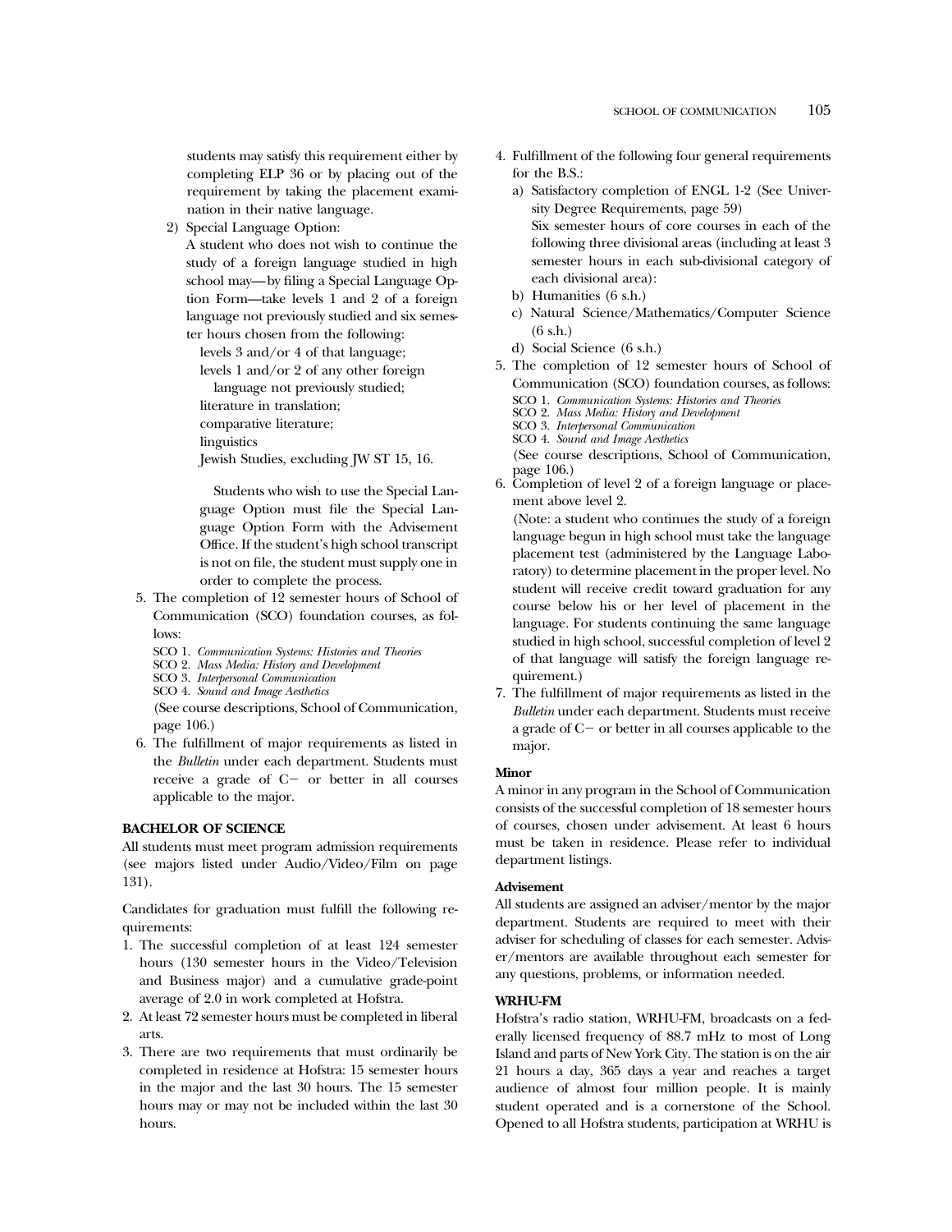students may satisfy this requirement either by completing ELP 36 or by placing out of the requirement by taking the placement examination in their native language.

2) Special Language Option:

A student who does not wish to continue the study of a foreign language studied in high school may—by filing a Special Language Option Form—take levels 1 and 2 of a foreign language not previously studied and six semester hours chosen from the following:

levels 3 and/or 4 of that language;
levels 1 and/or 2 of any other foreign language not previously studied;
literature in translation;
comparative literature;
linguistics
Jewish Studies, excluding JW ST 15, 16.

Students who wish to use the Special Language Option must file the Special Language Option Form with the Advisement Office. If the student's high school transcript is not on file, the student must supply one in order to complete the process.

5. The completion of 12 semester hours of School of Communication (SCO) foundation courses, as follows:
   - SCO 1. *Communication Systems: Histories and Theories*
   - SCO 2. *Mass Media: History and Development*
   - SCO 3. *Interpersonal Communication*
   - SCO 4. *Sound and Image Aesthetics*

   (See course descriptions, School of Communication, page 106.)
6. The fulfillment of major requirements as listed in the *Bulletin* under each department. Students must receive a grade of C− or better in all courses applicable to the major.

**BACHELOR OF SCIENCE**

All students must meet program admission requirements (see majors listed under Audio/Video/Film on page 131).

Candidates for graduation must fulfill the following requirements:

1. The successful completion of at least 124 semester hours (130 semester hours in the Video/Television and Business major) and a cumulative grade-point average of 2.0 in work completed at Hofstra.
2. At least 72 semester hours must be completed in liberal arts.
3. There are two requirements that must ordinarily be completed in residence at Hofstra: 15 semester hours in the major and the last 30 hours. The 15 semester hours may or may not be included within the last 30 hours.
4. Fulfillment of the following four general requirements for the B.S.:
   a) Satisfactory completion of ENGL 1-2 (See University Degree Requirements, page 59)
      Six semester hours of core courses in each of the following three divisional areas (including at least 3 semester hours in each sub-divisional category of each divisional area):
   b) Humanities (6 s.h.)
   c) Natural Science/Mathematics/Computer Science (6 s.h.)
   d) Social Science (6 s.h.)
5. The completion of 12 semester hours of School of Communication (SCO) foundation courses, as follows:
   - SCO 1. *Communication Systems: Histories and Theories*
   - SCO 2. *Mass Media: History and Development*
   - SCO 3. *Interpersonal Communication*
   - SCO 4. *Sound and Image Aesthetics*

   (See course descriptions, School of Communication, page 106.)
6. Completion of level 2 of a foreign language or placement above level 2.

   (Note: a student who continues the study of a foreign language begun in high school must take the language placement test (administered by the Language Laboratory) to determine placement in the proper level. No student will receive credit toward graduation for any course below his or her level of placement in the language. For students continuing the same language studied in high school, successful completion of level 2 of that language will satisfy the foreign language requirement.)
7. The fulfillment of major requirements as listed in the *Bulletin* under each department. Students must receive a grade of C− or better in all courses applicable to the major.

**Minor**

A minor in any program in the School of Communication consists of the successful completion of 18 semester hours of courses, chosen under advisement. At least 6 hours must be taken in residence. Please refer to individual department listings.

**Advisement**

All students are assigned an adviser/mentor by the major department. Students are required to meet with their adviser for scheduling of classes for each semester. Adviser/mentors are available throughout each semester for any questions, problems, or information needed.

**WRHU-FM**

Hofstra's radio station, WRHU-FM, broadcasts on a federally licensed frequency of 88.7 mHz to most of Long Island and parts of New York City. The station is on the air 21 hours a day, 365 days a year and reaches a target audience of almost four million people. It is mainly student operated and is a cornerstone of the School. Opened to all Hofstra students, participation at WRHU is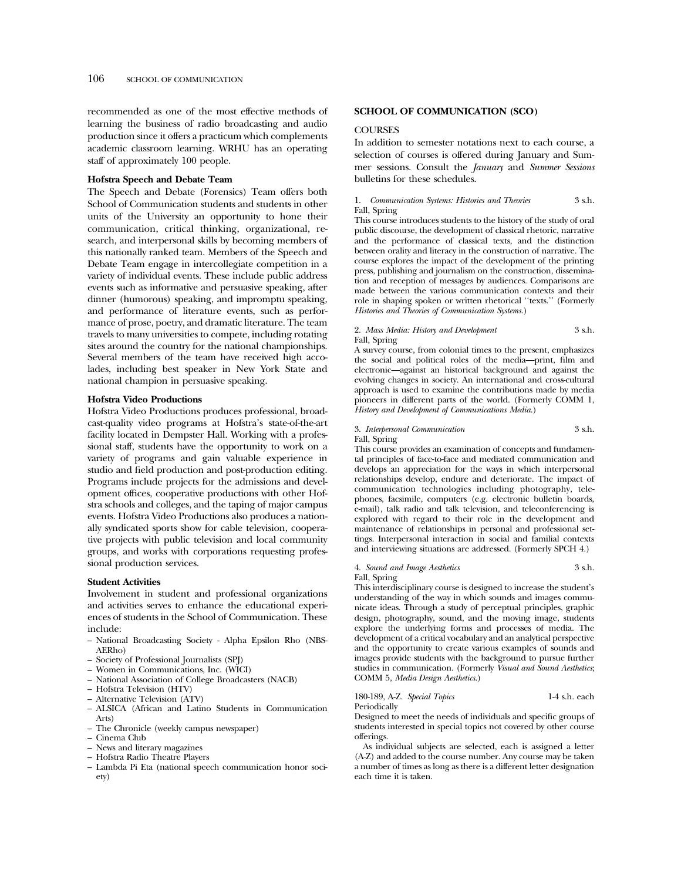recommended as one of the most effective methods of learning the business of radio broadcasting and audio production since it offers a practicum which complements academic classroom learning. WRHU has an operating staff of approximately 100 people.

**Hofstra Speech and Debate Team**

The Speech and Debate (Forensics) Team offers both School of Communication students and students in other units of the University an opportunity to hone their communication, critical thinking, organizational, research, and interpersonal skills by becoming members of this nationally ranked team. Members of the Speech and Debate Team engage in intercollegiate competition in a variety of individual events. These include public address events such as informative and persuasive speaking, after dinner (humorous) speaking, and impromptu speaking, and performance of literature events, such as performance of prose, poetry, and dramatic literature. The team travels to many universities to compete, including rotating sites around the country for the national championships. Several members of the team have received high accolades, including best speaker in New York State and national champion in persuasive speaking.

**Hofstra Video Productions**

Hofstra Video Productions produces professional, broadcast-quality video programs at Hofstra's state-of-the-art facility located in Dempster Hall. Working with a professional staff, students have the opportunity to work on a variety of programs and gain valuable experience in studio and field production and post-production editing. Programs include projects for the admissions and development offices, cooperative productions with other Hofstra schools and colleges, and the taping of major campus events. Hofstra Video Productions also produces a nationally syndicated sports show for cable television, cooperative projects with public television and local community groups, and works with corporations requesting professional production services.

**Student Activities**

Involvement in student and professional organizations and activities serves to enhance the educational experiences of students in the School of Communication. These include:

- National Broadcasting Society - Alpha Epsilon Rho (NBS-AERho)
- Society of Professional Journalists (SPJ)
- Women in Communications, Inc. (WICI)
- National Association of College Broadcasters (NACB)
- Hofstra Television (HTV)
- Alternative Television (ATV)
- ALSICA (African and Latino Students in Communication Arts)
- The Chronicle (weekly campus newspaper)
- Cinema Club
- News and literary magazines
- Hofstra Radio Theatre Players
- Lambda Pi Eta (national speech communication honor society)

**SCHOOL OF COMMUNICATION (SCO)**

COURSES

In addition to semester notations next to each course, a selection of courses is offered during January and Summer sessions. Consult the *January* and *Summer Sessions* bulletins for these schedules.

1. *Communication Systems: Histories and Theories* 3 s.h.
Fall, Spring
This course introduces students to the history of the study of oral public discourse, the development of classical rhetoric, narrative and the performance of classical texts, and the distinction between orality and literacy in the construction of narrative. The course explores the impact of the development of the printing press, publishing and journalism on the construction, dissemination and reception of messages by audiences. Comparisons are made between the various communication contexts and their role in shaping spoken or written rhetorical ''texts.'' (Formerly *Histories and Theories of Communication Systems.*)

2. *Mass Media: History and Development* 3 s.h.
Fall, Spring
A survey course, from colonial times to the present, emphasizes the social and political roles of the media—print, film and electronic—against an historical background and against the evolving changes in society. An international and cross-cultural approach is used to examine the contributions made by media pioneers in different parts of the world. (Formerly COMM 1, *History and Development of Communications Media.*)

3. *Interpersonal Communication* 3 s.h.
Fall, Spring
This course provides an examination of concepts and fundamental principles of face-to-face and mediated communication and develops an appreciation for the ways in which interpersonal relationships develop, endure and deteriorate. The impact of communication technologies including photography, telephones, facsimile, computers (e.g. electronic bulletin boards, e-mail), talk radio and talk television, and teleconferencing is explored with regard to their role in the development and maintenance of relationships in personal and professional settings. Interpersonal interaction in social and familial contexts and interviewing situations are addressed. (Formerly SPCH 4.)

4. *Sound and Image Aesthetics* 3 s.h.
Fall, Spring
This interdisciplinary course is designed to increase the student's understanding of the way in which sounds and images communicate ideas. Through a study of perceptual principles, graphic design, photography, sound, and the moving image, students explore the underlying forms and processes of media. The development of a critical vocabulary and an analytical perspective and the opportunity to create various examples of sounds and images provide students with the background to pursue further studies in communication. (Formerly *Visual and Sound Aesthetics*; COMM 5, *Media Design Aesthetics.*)

180-189, A-Z. *Special Topics* 1-4 s.h. each
Periodically
Designed to meet the needs of individuals and specific groups of students interested in special topics not covered by other course offerings.

As individual subjects are selected, each is assigned a letter (A-Z) and added to the course number. Any course may be taken a number of times as long as there is a different letter designation each time it is taken.